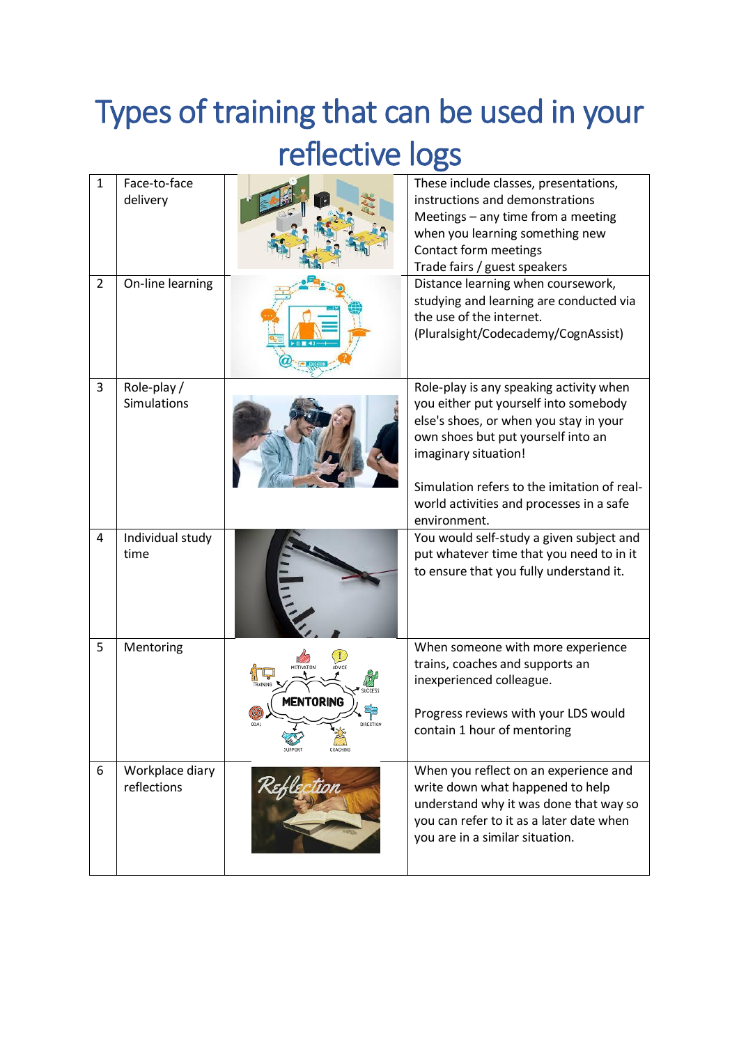# Types of training that can be used in your reflective logs

| | | | |
|---|---|---|---|
| 1 | Face-to-face delivery | | These include classes, presentations, instructions and demonstrations<br>Meetings – any time from a meeting when you learning something new<br>Contact form meetings<br>Trade fairs / guest speakers |
| 2 | On-line learning | | Distance learning when coursework, studying and learning are conducted via the use of the internet. (Pluralsight/Codecademy/CognAssist) |
| 3 | Role-play / Simulations | | Role-play is any speaking activity when you either put yourself into somebody else's shoes, or when you stay in your own shoes but put yourself into an imaginary situation!<br><br>Simulation refers to the imitation of real-world activities and processes in a safe environment. |
| 4 | Individual study time | | You would self-study a given subject and put whatever time that you need to in it to ensure that you fully understand it. |
| 5 | Mentoring | | When someone with more experience trains, coaches and supports an inexperienced colleague.<br><br>Progress reviews with your LDS would contain 1 hour of mentoring |
| 6 | Workplace diary reflections | | When you reflect on an experience and write down what happened to help understand why it was done that way so you can refer to it as a later date when you are in a similar situation. |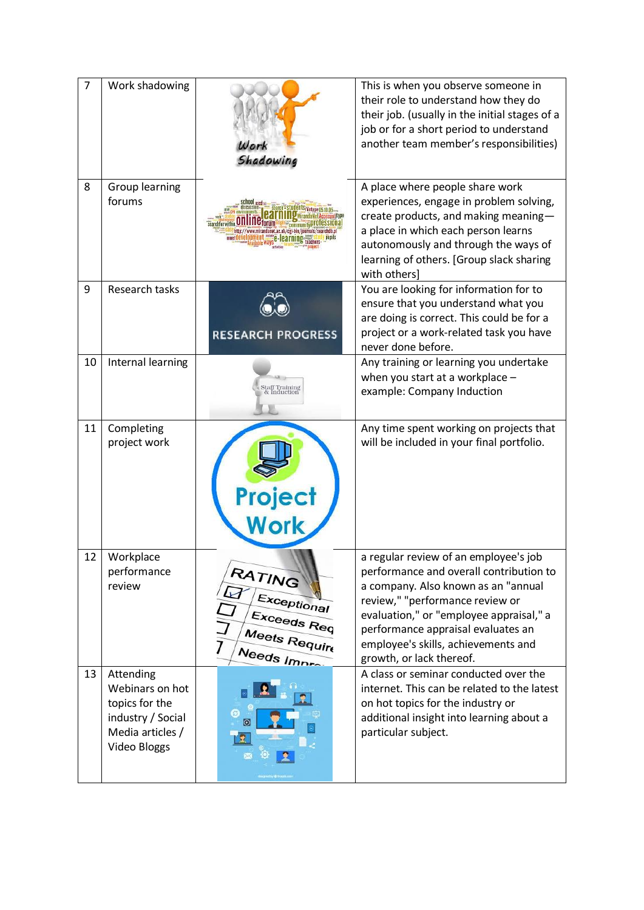| | | | |
|---|---|---|---|
| 7 | Work shadowing | | This is when you observe someone in their role to understand how they do their job. (usually in the initial stages of a job or for a short period to understand another team member's responsibilities) |
| 8 | Group learning forums | | A place where people share work experiences, engage in problem solving, create products, and making meaning—a place in which each person learns autonomously and through the ways of learning of others. [Group slack sharing with others] |
| 9 | Research tasks | | You are looking for information for to ensure that you understand what you are doing is correct. This could be for a project or a work-related task you have never done before. |
| 10 | Internal learning | | Any training or learning you undertake when you start at a workplace – example: Company Induction |
| 11 | Completing project work | | Any time spent working on projects that will be included in your final portfolio. |
| 12 | Workplace performance review | | a regular review of an employee's job performance and overall contribution to a company. Also known as an "annual review," "performance review or evaluation," or "employee appraisal," a performance appraisal evaluates an employee's skills, achievements and growth, or lack thereof. |
| 13 | Attending Webinars on hot topics for the industry / Social Media articles / Video Bloggs | | A class or seminar conducted over the internet. This can be related to the latest on hot topics for the industry or additional insight into learning about a particular subject. |